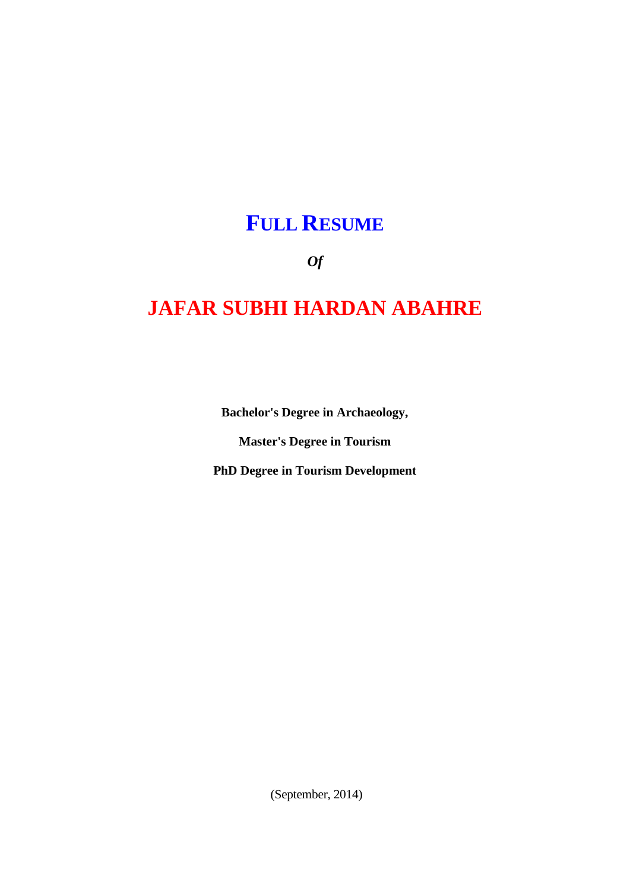# FULL RESUME

*Of*

# JAFAR SUBHI HARDAN ABAHRE

**Bachelor's Degree in Archaeology,**

**Master's Degree in Tourism**

**PhD Degree in Tourism Development**

(September, 2014)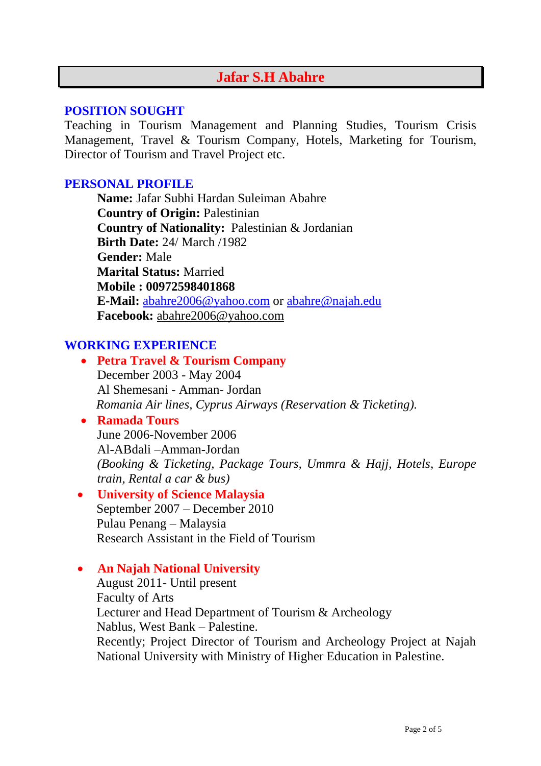# Jafar S.H Abahre

## POSITION SOUGHT

Teaching in Tourism Management and Planning Studies, Tourism Crisis Management, Travel & Tourism Company, Hotels, Marketing for Tourism, Director of Tourism and Travel Project etc.

## PERSONAL PROFILE

**Name:** Jafar Subhi Hardan Suleiman Abahre
**Country of Origin:** Palestinian
**Country of Nationality:** Palestinian & Jordanian
**Birth Date:** 24/ March /1982
**Gender:** Male
**Marital Status:** Married
**Mobile : 00972598401868**
**E-Mail:** abahre2006@yahoo.com or abahre@najah.edu
**Facebook:** abahre2006@yahoo.com

## WORKING EXPERIENCE

- **Petra Travel & Tourism Company**
  December 2003 - May 2004
  Al Shemesani - Amman- Jordan
  *Romania Air lines, Cyprus Airways (Reservation & Ticketing).*
- **Ramada Tours**
  June 2006-November 2006
  Al-ABdali –Amman-Jordan
  *(Booking & Ticketing, Package Tours, Ummra & Hajj, Hotels, Europe train, Rental a car & bus)*
- **University of Science Malaysia**
  September 2007 – December 2010
  Pulau Penang – Malaysia
  Research Assistant in the Field of Tourism

- **An Najah National University**
  August 2011- Until present
  Faculty of Arts
  Lecturer and Head Department of Tourism & Archeology
  Nablus, West Bank – Palestine.
  Recently; Project Director of Tourism and Archeology Project at Najah National University with Ministry of Higher Education in Palestine.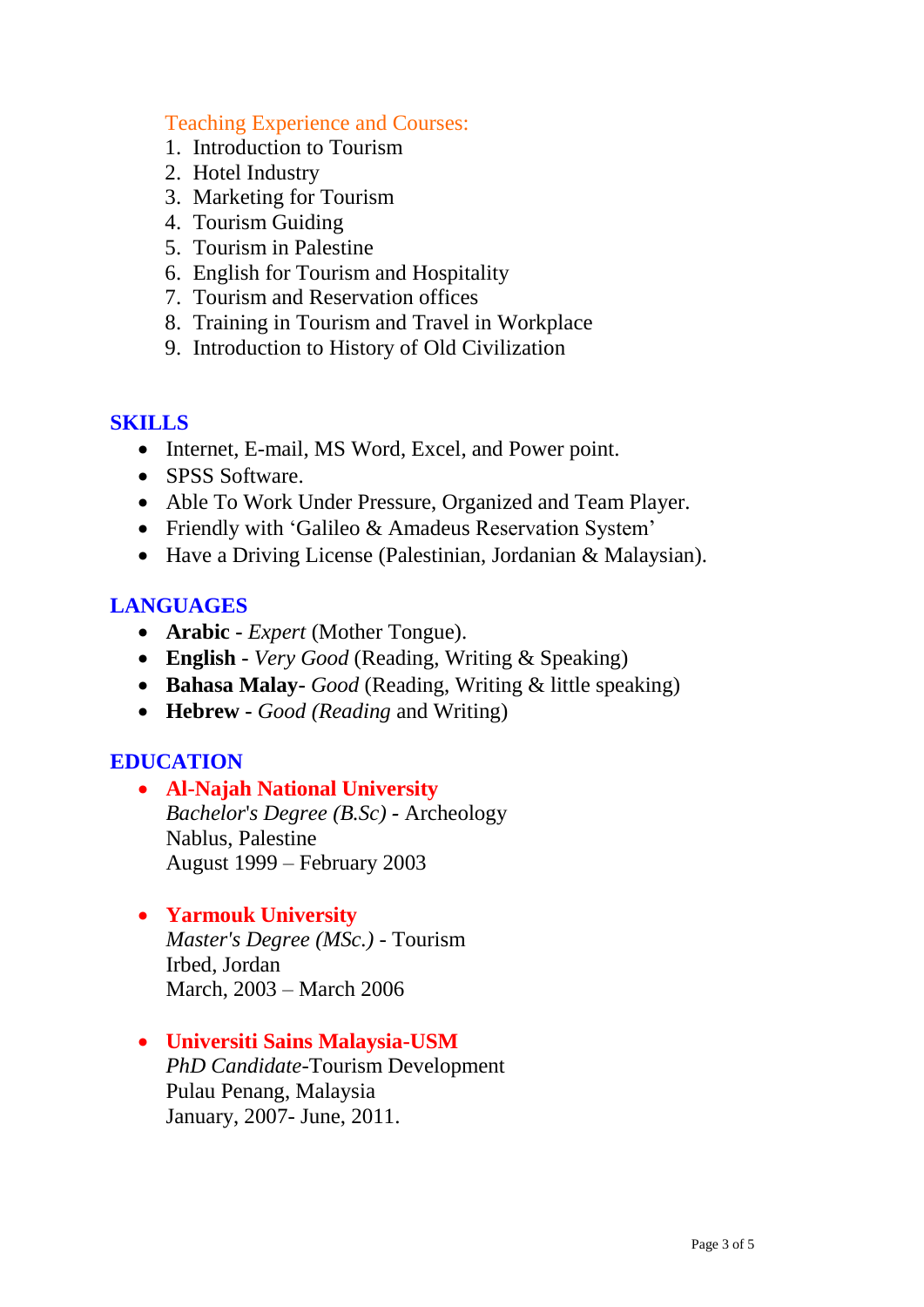### Teaching Experience and Courses:

1. Introduction to Tourism
2. Hotel Industry
3. Marketing for Tourism
4. Tourism Guiding
5. Tourism in Palestine
6. English for Tourism and Hospitality
7. Tourism and Reservation offices
8. Training in Tourism and Travel in Workplace
9. Introduction to History of Old Civilization

## SKILLS

- Internet, E-mail, MS Word, Excel, and Power point.
- SPSS Software.
- Able To Work Under Pressure, Organized and Team Player.
- Friendly with 'Galileo & Amadeus Reservation System'
- Have a Driving License (Palestinian, Jordanian & Malaysian).

## LANGUAGES

- **Arabic** - *Expert* (Mother Tongue).
- **English** - *Very Good* (Reading, Writing & Speaking)
- **Bahasa Malay**- *Good* (Reading, Writing & little speaking)
- **Hebrew** - *Good (Reading* and Writing)

## EDUCATION

- **Al-Najah National University**
  *Bachelor's Degree (B.Sc)* - Archeology
  Nablus, Palestine
  August 1999 – February 2003

- **Yarmouk University**
  *Master's Degree (MSc.)* - Tourism
  Irbed, Jordan
  March, 2003 – March 2006

- **Universiti Sains Malaysia-USM**
  *PhD Candidate*-Tourism Development
  Pulau Penang, Malaysia
  January, 2007- June, 2011.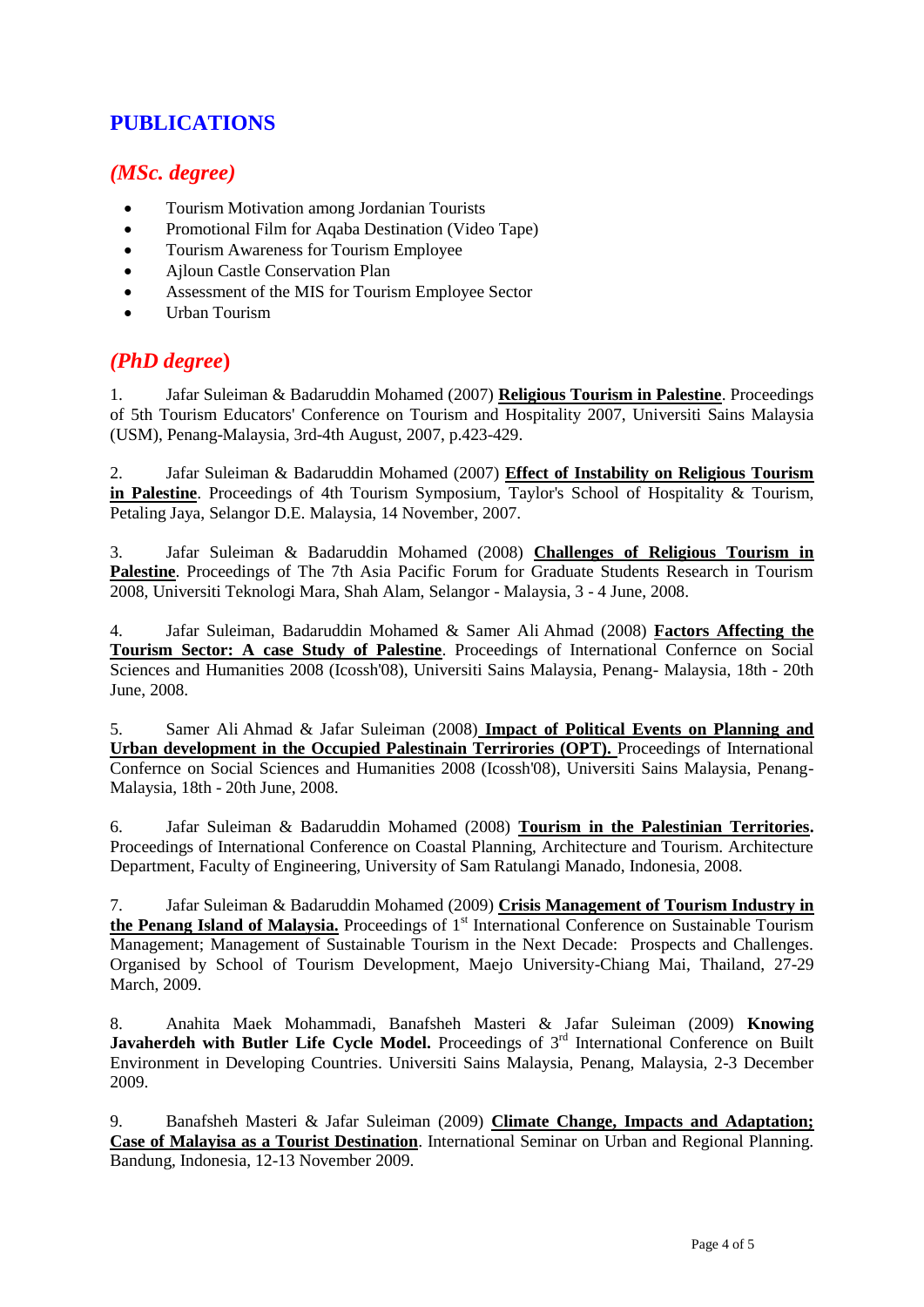# PUBLICATIONS

## *(MSc. degree)*

- Tourism Motivation among Jordanian Tourists
- Promotional Film for Aqaba Destination (Video Tape)
- Tourism Awareness for Tourism Employee
- Ajloun Castle Conservation Plan
- Assessment of the MIS for Tourism Employee Sector
- Urban Tourism

## *(PhD degree)*

1. Jafar Suleiman & Badaruddin Mohamed (2007) **Religious Tourism in Palestine**. Proceedings of 5th Tourism Educators' Conference on Tourism and Hospitality 2007, Universiti Sains Malaysia (USM), Penang-Malaysia, 3rd-4th August, 2007, p.423-429.

2. Jafar Suleiman & Badaruddin Mohamed (2007) **Effect of Instability on Religious Tourism in Palestine**. Proceedings of 4th Tourism Symposium, Taylor's School of Hospitality & Tourism, Petaling Jaya, Selangor D.E. Malaysia, 14 November, 2007.

3. Jafar Suleiman & Badaruddin Mohamed (2008) **Challenges of Religious Tourism in Palestine**. Proceedings of The 7th Asia Pacific Forum for Graduate Students Research in Tourism 2008, Universiti Teknologi Mara, Shah Alam, Selangor - Malaysia, 3 - 4 June, 2008.

4. Jafar Suleiman, Badaruddin Mohamed & Samer Ali Ahmad (2008) **Factors Affecting the Tourism Sector: A case Study of Palestine**. Proceedings of International Confernce on Social Sciences and Humanities 2008 (Icossh'08), Universiti Sains Malaysia, Penang- Malaysia, 18th - 20th June, 2008.

5. Samer Ali Ahmad & Jafar Suleiman (2008) **Impact of Political Events on Planning and Urban development in the Occupied Palestinain Terrirories (OPT).** Proceedings of International Confernce on Social Sciences and Humanities 2008 (Icossh'08), Universiti Sains Malaysia, Penang-Malaysia, 18th - 20th June, 2008.

6. Jafar Suleiman & Badaruddin Mohamed (2008) **Tourism in the Palestinian Territories.** Proceedings of International Conference on Coastal Planning, Architecture and Tourism. Architecture Department, Faculty of Engineering, University of Sam Ratulangi Manado, Indonesia, 2008.

7. Jafar Suleiman & Badaruddin Mohamed (2009) **Crisis Management of Tourism Industry in the Penang Island of Malaysia.** Proceedings of 1st International Conference on Sustainable Tourism Management; Management of Sustainable Tourism in the Next Decade: Prospects and Challenges. Organised by School of Tourism Development, Maejo University-Chiang Mai, Thailand, 27-29 March, 2009.

8. Anahita Maek Mohammadi, Banafsheh Masteri & Jafar Suleiman (2009) **Knowing Javaherdeh with Butler Life Cycle Model.** Proceedings of 3rd International Conference on Built Environment in Developing Countries. Universiti Sains Malaysia, Penang, Malaysia, 2-3 December 2009.

9. Banafsheh Masteri & Jafar Suleiman (2009) **Climate Change, Impacts and Adaptation; Case of Malayisa as a Tourist Destination**. International Seminar on Urban and Regional Planning. Bandung, Indonesia, 12-13 November 2009.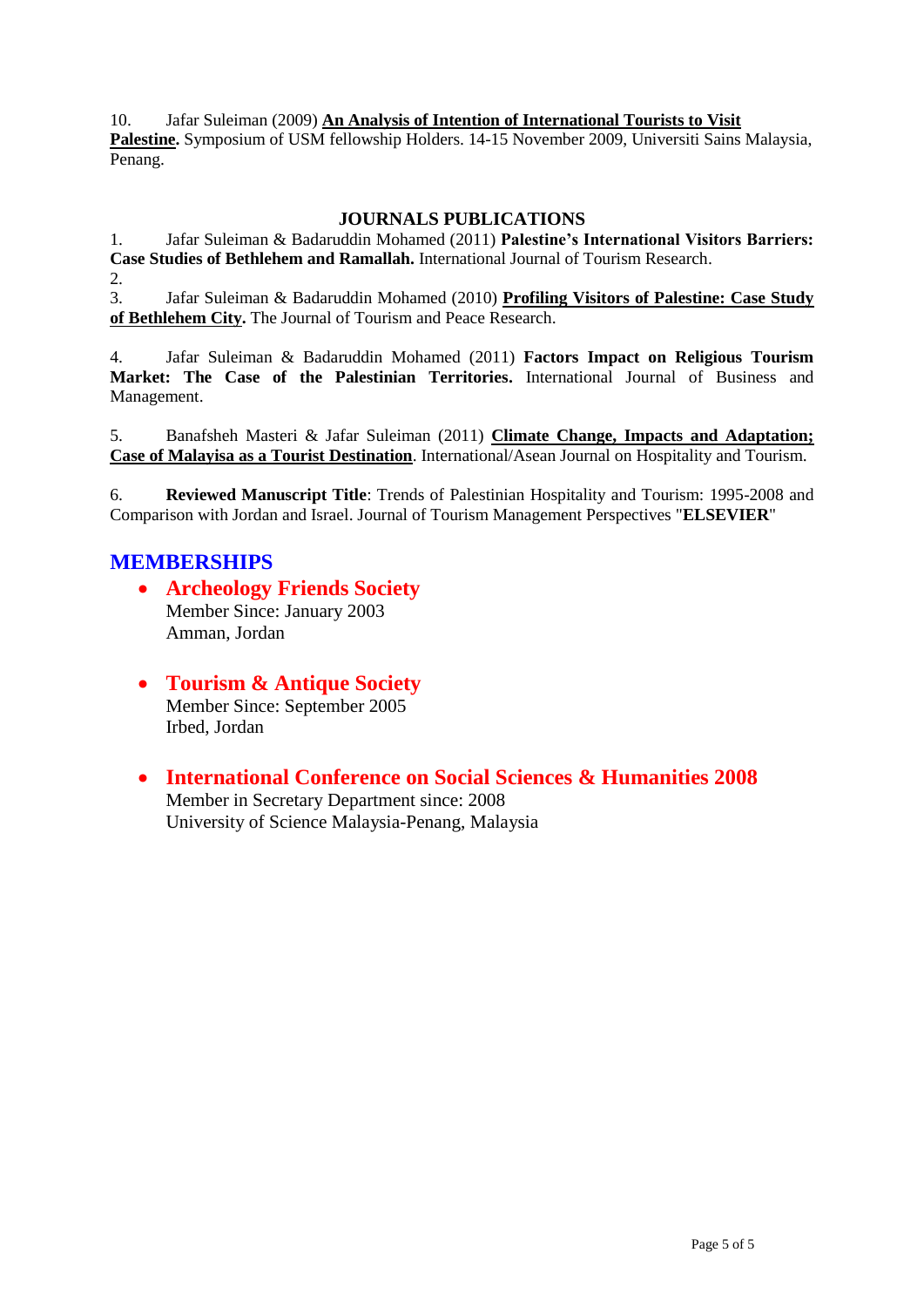10. Jafar Suleiman (2009) **An Analysis of Intention of International Tourists to Visit Palestine.** Symposium of USM fellowship Holders. 14-15 November 2009, Universiti Sains Malaysia, Penang.

## JOURNALS PUBLICATIONS

1. Jafar Suleiman & Badaruddin Mohamed (2011) **Palestine's International Visitors Barriers: Case Studies of Bethlehem and Ramallah.** International Journal of Tourism Research.
2.
3. Jafar Suleiman & Badaruddin Mohamed (2010) **Profiling Visitors of Palestine: Case Study of Bethlehem City.** The Journal of Tourism and Peace Research.

4. Jafar Suleiman & Badaruddin Mohamed (2011) **Factors Impact on Religious Tourism Market: The Case of the Palestinian Territories.** International Journal of Business and Management.

5. Banafsheh Masteri & Jafar Suleiman (2011) **Climate Change, Impacts and Adaptation; Case of Malayisa as a Tourist Destination**. International/Asean Journal on Hospitality and Tourism.

6. **Reviewed Manuscript Title**: Trends of Palestinian Hospitality and Tourism: 1995-2008 and Comparison with Jordan and Israel. Journal of Tourism Management Perspectives "**ELSEVIER**"

## MEMBERSHIPS

- **Archeology Friends Society**
  Member Since: January 2003
  Amman, Jordan

- **Tourism & Antique Society**
  Member Since: September 2005
  Irbed, Jordan

- **International Conference on Social Sciences & Humanities 2008**
  Member in Secretary Department since: 2008
  University of Science Malaysia-Penang, Malaysia